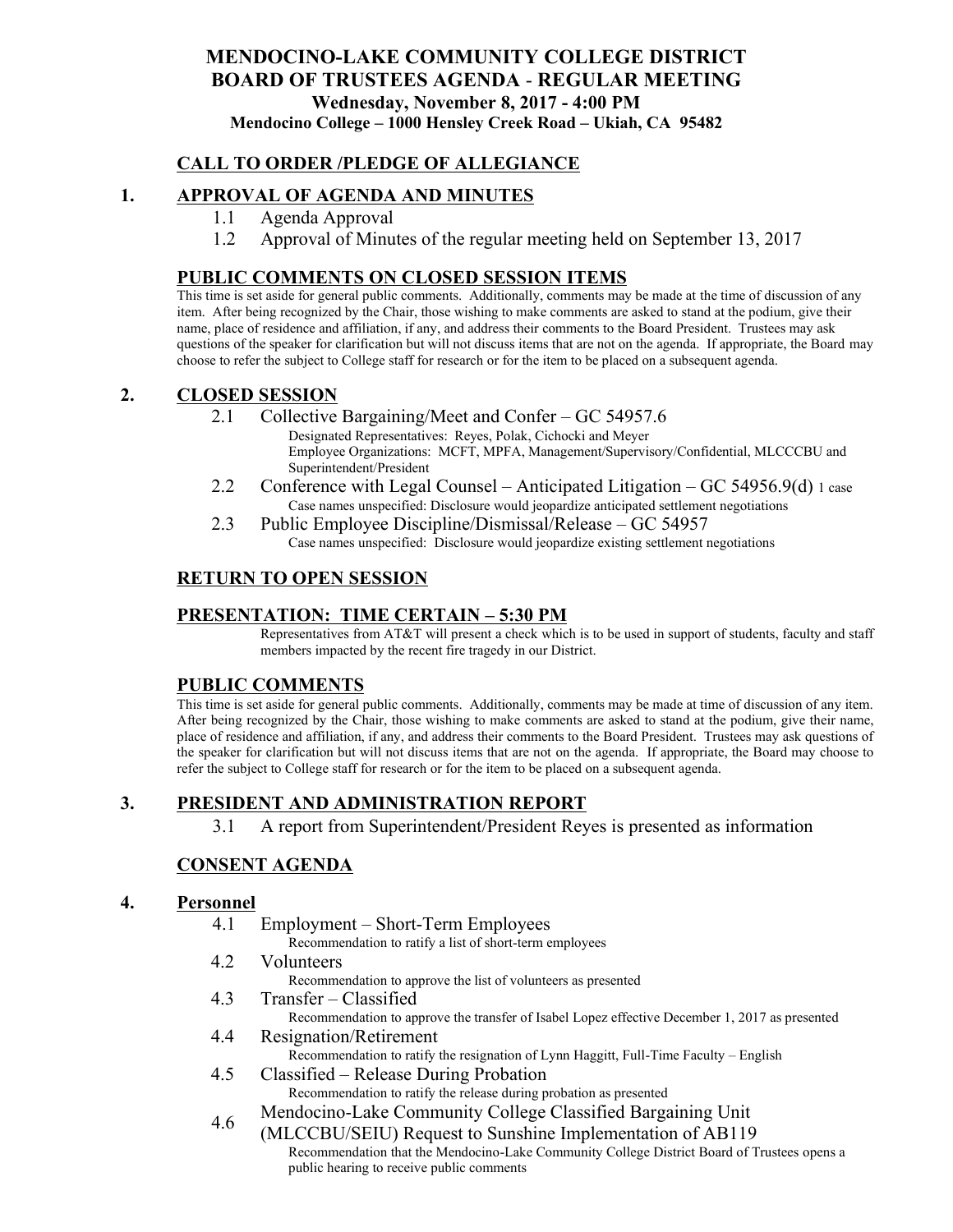# MENDOCINO-LAKE COMMUNITY COLLEGE DISTRICT
# BOARD OF TRUSTEES AGENDA - REGULAR MEETING
### Wednesday, November 8, 2017 - 4:00 PM
### Mendocino College – 1000 Hensley Creek Road – Ukiah, CA 95482

## CALL TO ORDER /PLEDGE OF ALLEGIANCE

## 1. APPROVAL OF AGENDA AND MINUTES

1.1 Agenda Approval

1.2 Approval of Minutes of the regular meeting held on September 13, 2017

## PUBLIC COMMENTS ON CLOSED SESSION ITEMS

This time is set aside for general public comments. Additionally, comments may be made at the time of discussion of any item. After being recognized by the Chair, those wishing to make comments are asked to stand at the podium, give their name, place of residence and affiliation, if any, and address their comments to the Board President. Trustees may ask questions of the speaker for clarification but will not discuss items that are not on the agenda. If appropriate, the Board may choose to refer the subject to College staff for research or for the item to be placed on a subsequent agenda.

## 2. CLOSED SESSION

2.1 Collective Bargaining/Meet and Confer – GC 54957.6
Designated Representatives: Reyes, Polak, Cichocki and Meyer
Employee Organizations: MCFT, MPFA, Management/Supervisory/Confidential, MLCCCBU and Superintendent/President

2.2 Conference with Legal Counsel – Anticipated Litigation – GC 54956.9(d) 1 case
Case names unspecified: Disclosure would jeopardize anticipated settlement negotiations

2.3 Public Employee Discipline/Dismissal/Release – GC 54957
Case names unspecified: Disclosure would jeopardize existing settlement negotiations

## RETURN TO OPEN SESSION

## PRESENTATION: TIME CERTAIN – 5:30 PM

Representatives from AT&T will present a check which is to be used in support of students, faculty and staff members impacted by the recent fire tragedy in our District.

## PUBLIC COMMENTS

This time is set aside for general public comments. Additionally, comments may be made at time of discussion of any item. After being recognized by the Chair, those wishing to make comments are asked to stand at the podium, give their name, place of residence and affiliation, if any, and address their comments to the Board President. Trustees may ask questions of the speaker for clarification but will not discuss items that are not on the agenda. If appropriate, the Board may choose to refer the subject to College staff for research or for the item to be placed on a subsequent agenda.

## 3. PRESIDENT AND ADMINISTRATION REPORT

3.1 A report from Superintendent/President Reyes is presented as information

## CONSENT AGENDA

## 4. Personnel

4.1 Employment – Short-Term Employees
Recommendation to ratify a list of short-term employees

4.2 Volunteers
Recommendation to approve the list of volunteers as presented

4.3 Transfer – Classified
Recommendation to approve the transfer of Isabel Lopez effective December 1, 2017 as presented

4.4 Resignation/Retirement
Recommendation to ratify the resignation of Lynn Haggitt, Full-Time Faculty – English

4.5 Classified – Release During Probation
Recommendation to ratify the release during probation as presented

4.6 Mendocino-Lake Community College Classified Bargaining Unit (MLCCBU/SEIU) Request to Sunshine Implementation of AB119
Recommendation that the Mendocino-Lake Community College District Board of Trustees opens a public hearing to receive public comments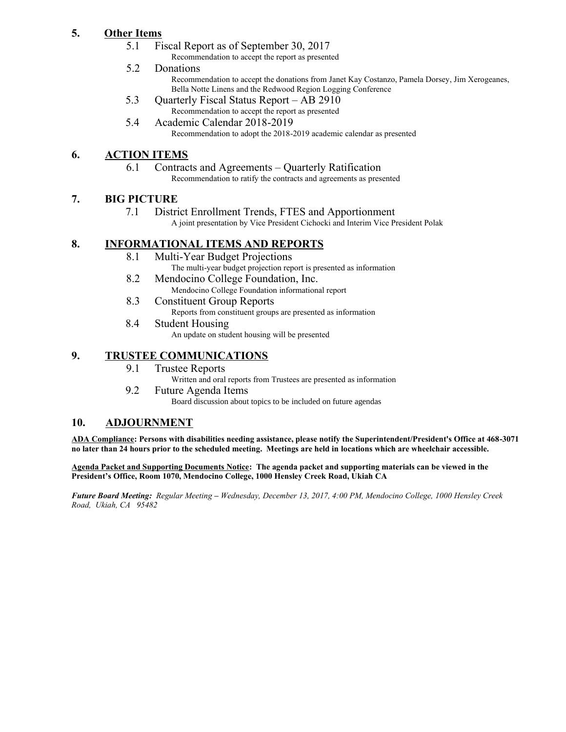## 5. Other Items

- 5.1 Fiscal Report as of September 30, 2017
  - Recommendation to accept the report as presented
- 5.2 Donations
  - Recommendation to accept the donations from Janet Kay Costanzo, Pamela Dorsey, Jim Xerogeanes, Bella Notte Linens and the Redwood Region Logging Conference
- 5.3 Quarterly Fiscal Status Report – AB 2910
  - Recommendation to accept the report as presented
- 5.4 Academic Calendar 2018-2019
  - Recommendation to adopt the 2018-2019 academic calendar as presented

## 6. ACTION ITEMS

- 6.1 Contracts and Agreements – Quarterly Ratification
  - Recommendation to ratify the contracts and agreements as presented

## 7. BIG PICTURE

- 7.1 District Enrollment Trends, FTES and Apportionment
  - A joint presentation by Vice President Cichocki and Interim Vice President Polak

## 8. INFORMATIONAL ITEMS AND REPORTS

- 8.1 Multi-Year Budget Projections
  - The multi-year budget projection report is presented as information
- 8.2 Mendocino College Foundation, Inc.
  - Mendocino College Foundation informational report
- 8.3 Constituent Group Reports
  - Reports from constituent groups are presented as information
- 8.4 Student Housing
  - An update on student housing will be presented

## 9. TRUSTEE COMMUNICATIONS

- 9.1 Trustee Reports
  - Written and oral reports from Trustees are presented as information
- 9.2 Future Agenda Items
  - Board discussion about topics to be included on future agendas

## 10. ADJOURNMENT

**ADA Compliance: Persons with disabilities needing assistance, please notify the Superintendent/President's Office at 468-3071 no later than 24 hours prior to the scheduled meeting. Meetings are held in locations which are wheelchair accessible.**

**Agenda Packet and Supporting Documents Notice: The agenda packet and supporting materials can be viewed in the President's Office, Room 1070, Mendocino College, 1000 Hensley Creek Road, Ukiah CA**

***Future Board Meeting:*** *Regular Meeting – Wednesday, December 13, 2017, 4:00 PM, Mendocino College, 1000 Hensley Creek Road, Ukiah, CA 95482*